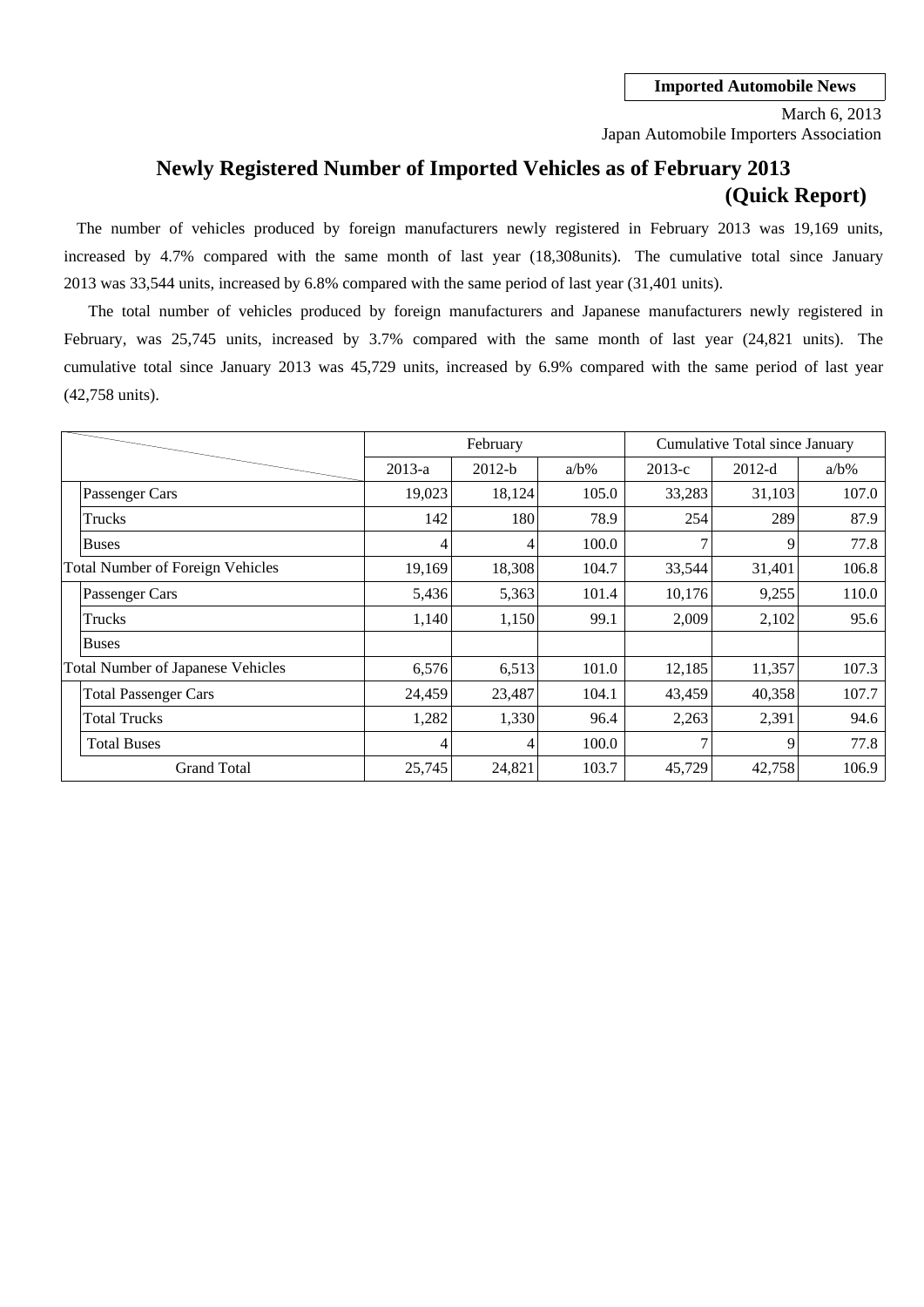**Imported Automobile News**

March 6, 2013
Japan Automobile Importers Association

# Newly Registered Number of Imported Vehicles as of February 2013 (Quick Report)

The number of vehicles produced by foreign manufacturers newly registered in February 2013 was 19,169 units, increased by 4.7% compared with the same month of last year (18,308units). The cumulative total since January 2013 was 33,544 units, increased by 6.8% compared with the same period of last year (31,401 units).

The total number of vehicles produced by foreign manufacturers and Japanese manufacturers newly registered in February, was 25,745 units, increased by 3.7% compared with the same month of last year (24,821 units). The cumulative total since January 2013 was 45,729 units, increased by 6.9% compared with the same period of last year (42,758 units).

| | February | | | Cumulative Total since January | | |
|---|---|---|---|---|---|---|
| | 2013-a | 2012-b | a/b% | 2013-c | 2012-d | a/b% |
| Passenger Cars | 19,023 | 18,124 | 105.0 | 33,283 | 31,103 | 107.0 |
| Trucks | 142 | 180 | 78.9 | 254 | 289 | 87.9 |
| Buses | 4 | 4 | 100.0 | 7 | 9 | 77.8 |
| Total Number of Foreign Vehicles | 19,169 | 18,308 | 104.7 | 33,544 | 31,401 | 106.8 |
| Passenger Cars | 5,436 | 5,363 | 101.4 | 10,176 | 9,255 | 110.0 |
| Trucks | 1,140 | 1,150 | 99.1 | 2,009 | 2,102 | 95.6 |
| Buses | | | | | | |
| Total Number of Japanese Vehicles | 6,576 | 6,513 | 101.0 | 12,185 | 11,357 | 107.3 |
| Total Passenger Cars | 24,459 | 23,487 | 104.1 | 43,459 | 40,358 | 107.7 |
| Total Trucks | 1,282 | 1,330 | 96.4 | 2,263 | 2,391 | 94.6 |
| Total Buses | 4 | 4 | 100.0 | 7 | 9 | 77.8 |
| Grand Total | 25,745 | 24,821 | 103.7 | 45,729 | 42,758 | 106.9 |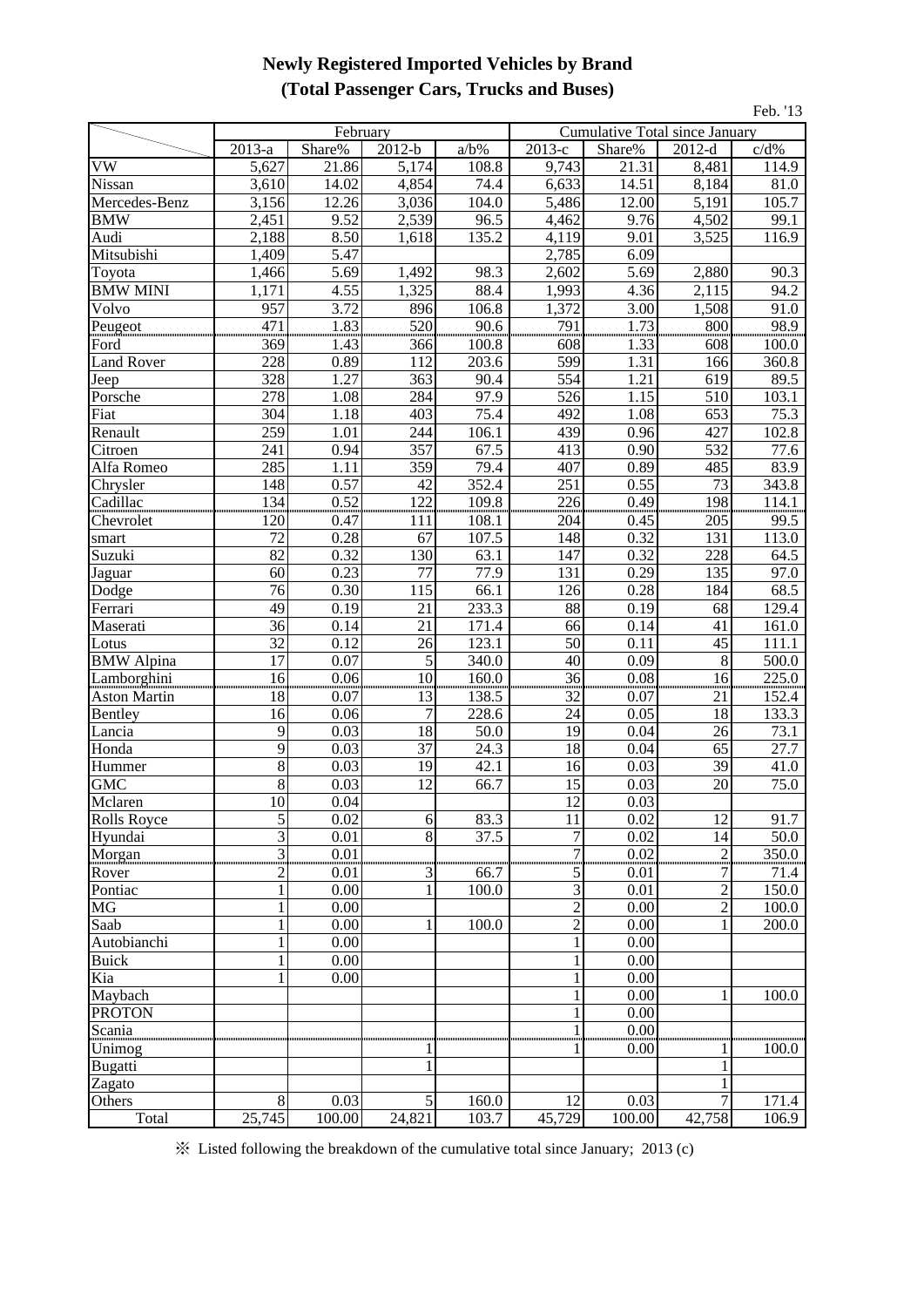# Newly Registered Imported Vehicles by Brand
## (Total Passenger Cars, Trucks and Buses)

Feb. '13

| | February | | | | Cumulative Total since January | | | |
|---|---|---|---|---|---|---|---|---|
| | 2013-a | Share% | 2012-b | a/b% | 2013-c | Share% | 2012-d | c/d% |
| VW | 5,627 | 21.86 | 5,174 | 108.8 | 9,743 | 21.31 | 8,481 | 114.9 |
| Nissan | 3,610 | 14.02 | 4,854 | 74.4 | 6,633 | 14.51 | 8,184 | 81.0 |
| Mercedes-Benz | 3,156 | 12.26 | 3,036 | 104.0 | 5,486 | 12.00 | 5,191 | 105.7 |
| BMW | 2,451 | 9.52 | 2,539 | 96.5 | 4,462 | 9.76 | 4,502 | 99.1 |
| Audi | 2,188 | 8.50 | 1,618 | 135.2 | 4,119 | 9.01 | 3,525 | 116.9 |
| Mitsubishi | 1,409 | 5.47 | | | 2,785 | 6.09 | | |
| Toyota | 1,466 | 5.69 | 1,492 | 98.3 | 2,602 | 5.69 | 2,880 | 90.3 |
| BMW MINI | 1,171 | 4.55 | 1,325 | 88.4 | 1,993 | 4.36 | 2,115 | 94.2 |
| Volvo | 957 | 3.72 | 896 | 106.8 | 1,372 | 3.00 | 1,508 | 91.0 |
| Peugeot | 471 | 1.83 | 520 | 90.6 | 791 | 1.73 | 800 | 98.9 |
| Ford | 369 | 1.43 | 366 | 100.8 | 608 | 1.33 | 608 | 100.0 |
| Land Rover | 228 | 0.89 | 112 | 203.6 | 599 | 1.31 | 166 | 360.8 |
| Jeep | 328 | 1.27 | 363 | 90.4 | 554 | 1.21 | 619 | 89.5 |
| Porsche | 278 | 1.08 | 284 | 97.9 | 526 | 1.15 | 510 | 103.1 |
| Fiat | 304 | 1.18 | 403 | 75.4 | 492 | 1.08 | 653 | 75.3 |
| Renault | 259 | 1.01 | 244 | 106.1 | 439 | 0.96 | 427 | 102.8 |
| Citroen | 241 | 0.94 | 357 | 67.5 | 413 | 0.90 | 532 | 77.6 |
| Alfa Romeo | 285 | 1.11 | 359 | 79.4 | 407 | 0.89 | 485 | 83.9 |
| Chrysler | 148 | 0.57 | 42 | 352.4 | 251 | 0.55 | 73 | 343.8 |
| Cadillac | 134 | 0.52 | 122 | 109.8 | 226 | 0.49 | 198 | 114.1 |
| Chevrolet | 120 | 0.47 | 111 | 108.1 | 204 | 0.45 | 205 | 99.5 |
| smart | 72 | 0.28 | 67 | 107.5 | 148 | 0.32 | 131 | 113.0 |
| Suzuki | 82 | 0.32 | 130 | 63.1 | 147 | 0.32 | 228 | 64.5 |
| Jaguar | 60 | 0.23 | 77 | 77.9 | 131 | 0.29 | 135 | 97.0 |
| Dodge | 76 | 0.30 | 115 | 66.1 | 126 | 0.28 | 184 | 68.5 |
| Ferrari | 49 | 0.19 | 21 | 233.3 | 88 | 0.19 | 68 | 129.4 |
| Maserati | 36 | 0.14 | 21 | 171.4 | 66 | 0.14 | 41 | 161.0 |
| Lotus | 32 | 0.12 | 26 | 123.1 | 50 | 0.11 | 45 | 111.1 |
| BMW Alpina | 17 | 0.07 | 5 | 340.0 | 40 | 0.09 | 8 | 500.0 |
| Lamborghini | 16 | 0.06 | 10 | 160.0 | 36 | 0.08 | 16 | 225.0 |
| Aston Martin | 18 | 0.07 | 13 | 138.5 | 32 | 0.07 | 21 | 152.4 |
| Bentley | 16 | 0.06 | 7 | 228.6 | 24 | 0.05 | 18 | 133.3 |
| Lancia | 9 | 0.03 | 18 | 50.0 | 19 | 0.04 | 26 | 73.1 |
| Honda | 9 | 0.03 | 37 | 24.3 | 18 | 0.04 | 65 | 27.7 |
| Hummer | 8 | 0.03 | 19 | 42.1 | 16 | 0.03 | 39 | 41.0 |
| GMC | 8 | 0.03 | 12 | 66.7 | 15 | 0.03 | 20 | 75.0 |
| Mclaren | 10 | 0.04 | | | 12 | 0.03 | | |
| Rolls Royce | 5 | 0.02 | 6 | 83.3 | 11 | 0.02 | 12 | 91.7 |
| Hyundai | 3 | 0.01 | 8 | 37.5 | 7 | 0.02 | 14 | 50.0 |
| Morgan | 3 | 0.01 | | | 7 | 0.02 | 2 | 350.0 |
| Rover | 2 | 0.01 | 3 | 66.7 | 5 | 0.01 | 7 | 71.4 |
| Pontiac | 1 | 0.00 | 1 | 100.0 | 3 | 0.01 | 2 | 150.0 |
| MG | 1 | 0.00 | | | 2 | 0.00 | 2 | 100.0 |
| Saab | 1 | 0.00 | 1 | 100.0 | 2 | 0.00 | 1 | 200.0 |
| Autobianchi | 1 | 0.00 | | | 1 | 0.00 | | |
| Buick | 1 | 0.00 | | | 1 | 0.00 | | |
| Kia | 1 | 0.00 | | | 1 | 0.00 | | |
| Maybach | | | | | 1 | 0.00 | 1 | 100.0 |
| PROTON | | | | | 1 | 0.00 | | |
| Scania | | | | | 1 | 0.00 | | |
| Unimog | | | 1 | | 1 | 0.00 | 1 | 100.0 |
| Bugatti | | | 1 | | | | 1 | |
| Zagato | | | | | | | 1 | |
| Others | 8 | 0.03 | 5 | 160.0 | 12 | 0.03 | 7 | 171.4 |
| Total | 25,745 | 100.00 | 24,821 | 103.7 | 45,729 | 100.00 | 42,758 | 106.9 |

※ Listed following the breakdown of the cumulative total since January; 2013 (c)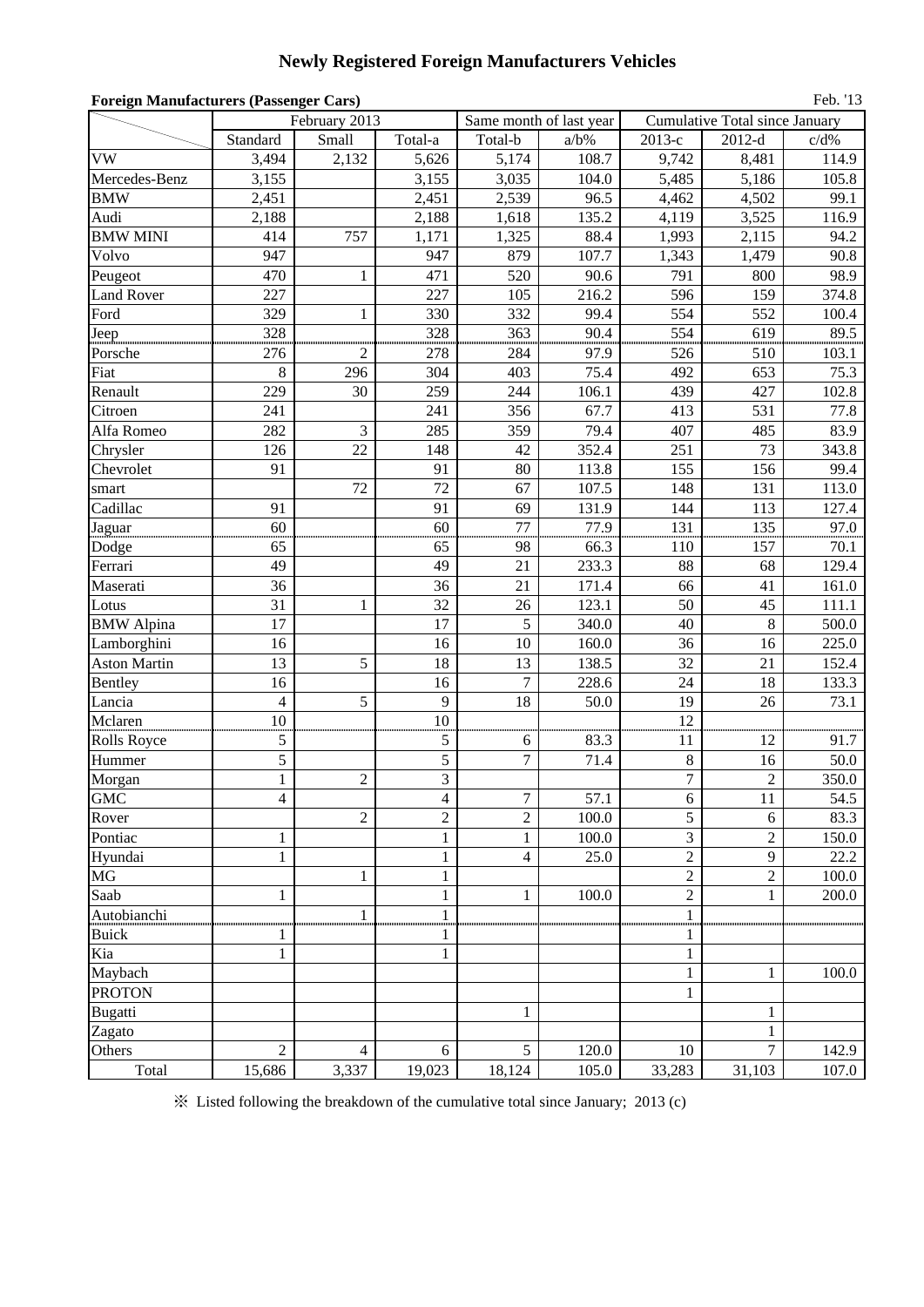# Newly Registered Foreign Manufacturers Vehicles

**Foreign Manufacturers (Passenger Cars)**

Feb. '13

| | February 2013 | | | Same month of last year | | Cumulative Total since January | | |
|---|---|---|---|---|---|---|---|---|
| | Standard | Small | Total-a | Total-b | a/b% | 2013-c | 2012-d | c/d% |
| VW | 3,494 | 2,132 | 5,626 | 5,174 | 108.7 | 9,742 | 8,481 | 114.9 |
| Mercedes-Benz | 3,155 | | 3,155 | 3,035 | 104.0 | 5,485 | 5,186 | 105.8 |
| BMW | 2,451 | | 2,451 | 2,539 | 96.5 | 4,462 | 4,502 | 99.1 |
| Audi | 2,188 | | 2,188 | 1,618 | 135.2 | 4,119 | 3,525 | 116.9 |
| BMW MINI | 414 | 757 | 1,171 | 1,325 | 88.4 | 1,993 | 2,115 | 94.2 |
| Volvo | 947 | | 947 | 879 | 107.7 | 1,343 | 1,479 | 90.8 |
| Peugeot | 470 | 1 | 471 | 520 | 90.6 | 791 | 800 | 98.9 |
| Land Rover | 227 | | 227 | 105 | 216.2 | 596 | 159 | 374.8 |
| Ford | 329 | 1 | 330 | 332 | 99.4 | 554 | 552 | 100.4 |
| Jeep | 328 | | 328 | 363 | 90.4 | 554 | 619 | 89.5 |
| Porsche | 276 | 2 | 278 | 284 | 97.9 | 526 | 510 | 103.1 |
| Fiat | 8 | 296 | 304 | 403 | 75.4 | 492 | 653 | 75.3 |
| Renault | 229 | 30 | 259 | 244 | 106.1 | 439 | 427 | 102.8 |
| Citroen | 241 | | 241 | 356 | 67.7 | 413 | 531 | 77.8 |
| Alfa Romeo | 282 | 3 | 285 | 359 | 79.4 | 407 | 485 | 83.9 |
| Chrysler | 126 | 22 | 148 | 42 | 352.4 | 251 | 73 | 343.8 |
| Chevrolet | 91 | | 91 | 80 | 113.8 | 155 | 156 | 99.4 |
| smart | | 72 | 72 | 67 | 107.5 | 148 | 131 | 113.0 |
| Cadillac | 91 | | 91 | 69 | 131.9 | 144 | 113 | 127.4 |
| Jaguar | 60 | | 60 | 77 | 77.9 | 131 | 135 | 97.0 |
| Dodge | 65 | | 65 | 98 | 66.3 | 110 | 157 | 70.1 |
| Ferrari | 49 | | 49 | 21 | 233.3 | 88 | 68 | 129.4 |
| Maserati | 36 | | 36 | 21 | 171.4 | 66 | 41 | 161.0 |
| Lotus | 31 | 1 | 32 | 26 | 123.1 | 50 | 45 | 111.1 |
| BMW Alpina | 17 | | 17 | 5 | 340.0 | 40 | 8 | 500.0 |
| Lamborghini | 16 | | 16 | 10 | 160.0 | 36 | 16 | 225.0 |
| Aston Martin | 13 | 5 | 18 | 13 | 138.5 | 32 | 21 | 152.4 |
| Bentley | 16 | | 16 | 7 | 228.6 | 24 | 18 | 133.3 |
| Lancia | 4 | 5 | 9 | 18 | 50.0 | 19 | 26 | 73.1 |
| Mclaren | 10 | | 10 | | | 12 | | |
| Rolls Royce | 5 | | 5 | 6 | 83.3 | 11 | 12 | 91.7 |
| Hummer | 5 | | 5 | 7 | 71.4 | 8 | 16 | 50.0 |
| Morgan | 1 | 2 | 3 | | | 7 | 2 | 350.0 |
| GMC | 4 | | 4 | 7 | 57.1 | 6 | 11 | 54.5 |
| Rover | | 2 | 2 | 2 | 100.0 | 5 | 6 | 83.3 |
| Pontiac | 1 | | 1 | 1 | 100.0 | 3 | 2 | 150.0 |
| Hyundai | 1 | | 1 | 4 | 25.0 | 2 | 9 | 22.2 |
| MG | | 1 | 1 | | | 2 | 2 | 100.0 |
| Saab | 1 | | 1 | 1 | 100.0 | 2 | 1 | 200.0 |
| Autobianchi | | 1 | 1 | | | 1 | | |
| Buick | 1 | | 1 | | | 1 | | |
| Kia | 1 | | 1 | | | 1 | | |
| Maybach | | | | | | 1 | 1 | 100.0 |
| PROTON | | | | | | 1 | | |
| Bugatti | | | | 1 | | | 1 | |
| Zagato | | | | | | | 1 | |
| Others | 2 | 4 | 6 | 5 | 120.0 | 10 | 7 | 142.9 |
| Total | 15,686 | 3,337 | 19,023 | 18,124 | 105.0 | 33,283 | 31,103 | 107.0 |

※ Listed following the breakdown of the cumulative total since January; 2013 (c)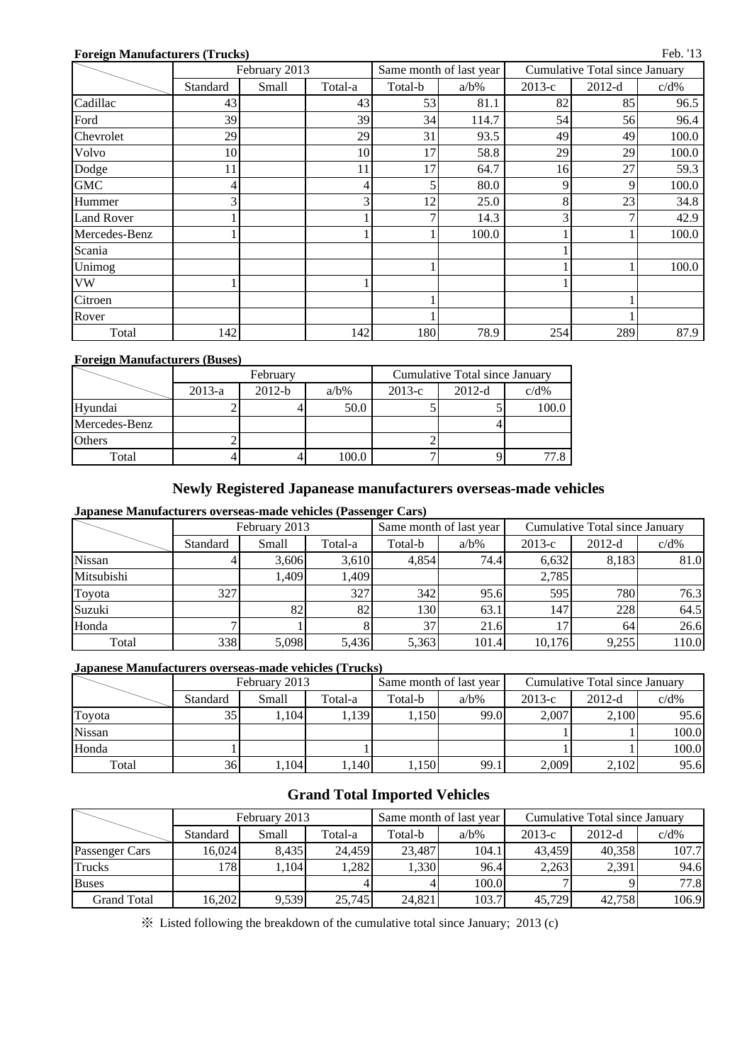**Foreign Manufacturers (Trucks)**

Feb. '13

| | February 2013 | | | Same month of last year | | Cumulative Total since January | | |
|---|---|---|---|---|---|---|---|---|
| | Standard | Small | Total-a | Total-b | a/b% | 2013-c | 2012-d | c/d% |
| Cadillac | 43 | | 43 | 53 | 81.1 | 82 | 85 | 96.5 |
| Ford | 39 | | 39 | 34 | 114.7 | 54 | 56 | 96.4 |
| Chevrolet | 29 | | 29 | 31 | 93.5 | 49 | 49 | 100.0 |
| Volvo | 10 | | 10 | 17 | 58.8 | 29 | 29 | 100.0 |
| Dodge | 11 | | 11 | 17 | 64.7 | 16 | 27 | 59.3 |
| GMC | 4 | | 4 | 5 | 80.0 | 9 | 9 | 100.0 |
| Hummer | 3 | | 3 | 12 | 25.0 | 8 | 23 | 34.8 |
| Land Rover | 1 | | 1 | 7 | 14.3 | 3 | 7 | 42.9 |
| Mercedes-Benz | 1 | | 1 | 1 | 100.0 | 1 | 1 | 100.0 |
| Scania | | | | | | 1 | | |
| Unimog | | | | 1 | | 1 | 1 | 100.0 |
| VW | 1 | | 1 | | | 1 | | |
| Citroen | | | | 1 | | | 1 | |
| Rover | | | | 1 | | | 1 | |
| Total | 142 | | 142 | 180 | 78.9 | 254 | 289 | 87.9 |

**Foreign Manufacturers (Buses)**

| | February | | | Cumulative Total since January | | |
|---|---|---|---|---|---|---|
| | 2013-a | 2012-b | a/b% | 2013-c | 2012-d | c/d% |
| Hyundai | 2 | 4 | 50.0 | 5 | 5 | 100.0 |
| Mercedes-Benz | | | | | 4 | |
| Others | 2 | | | 2 | | |
| Total | 4 | 4 | 100.0 | 7 | 9 | 77.8 |

## Newly Registered Japanease manufacturers overseas-made vehicles

**Japanese Manufacturers overseas-made vehicles (Passenger Cars)**

| | February 2013 | | | Same month of last year | | Cumulative Total since January | | |
|---|---|---|---|---|---|---|---|---|
| | Standard | Small | Total-a | Total-b | a/b% | 2013-c | 2012-d | c/d% |
| Nissan | 4 | 3,606 | 3,610 | 4,854 | 74.4 | 6,632 | 8,183 | 81.0 |
| Mitsubishi | | 1,409 | 1,409 | | | 2,785 | | |
| Toyota | 327 | | 327 | 342 | 95.6 | 595 | 780 | 76.3 |
| Suzuki | | 82 | 82 | 130 | 63.1 | 147 | 228 | 64.5 |
| Honda | 7 | 1 | 8 | 37 | 21.6 | 17 | 64 | 26.6 |
| Total | 338 | 5,098 | 5,436 | 5,363 | 101.4 | 10,176 | 9,255 | 110.0 |

**Japanese Manufacturers overseas-made vehicles (Trucks)**

| | February 2013 | | | Same month of last year | | Cumulative Total since January | | |
|---|---|---|---|---|---|---|---|---|
| | Standard | Small | Total-a | Total-b | a/b% | 2013-c | 2012-d | c/d% |
| Toyota | 35 | 1,104 | 1,139 | 1,150 | 99.0 | 2,007 | 2,100 | 95.6 |
| Nissan | | | | | | 1 | 1 | 100.0 |
| Honda | 1 | | 1 | | | 1 | 1 | 100.0 |
| Total | 36 | 1,104 | 1,140 | 1,150 | 99.1 | 2,009 | 2,102 | 95.6 |

## Grand Total Imported Vehicles

| | February 2013 | | | Same month of last year | | Cumulative Total since January | | |
|---|---|---|---|---|---|---|---|---|
| | Standard | Small | Total-a | Total-b | a/b% | 2013-c | 2012-d | c/d% |
| Passenger Cars | 16,024 | 8,435 | 24,459 | 23,487 | 104.1 | 43,459 | 40,358 | 107.7 |
| Trucks | 178 | 1,104 | 1,282 | 1,330 | 96.4 | 2,263 | 2,391 | 94.6 |
| Buses | | | 4 | 4 | 100.0 | 7 | 9 | 77.8 |
| Grand Total | 16,202 | 9,539 | 25,745 | 24,821 | 103.7 | 45,729 | 42,758 | 106.9 |

※ Listed following the breakdown of the cumulative total since January; 2013 (c)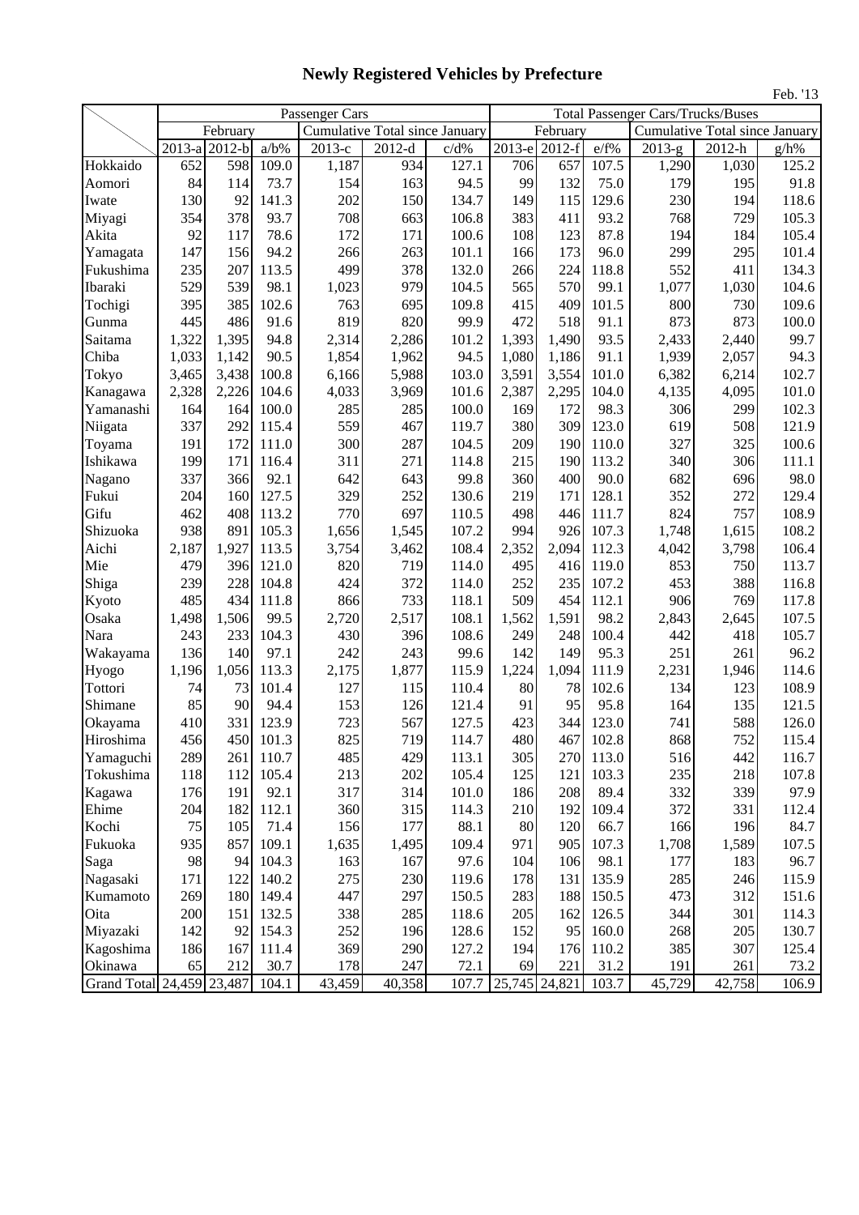# Newly Registered Vehicles by Prefecture

Feb. '13

| | Passenger Cars | | | | | | Total Passenger Cars/Trucks/Buses | | | | | |
|---|---|---|---|---|---|---|---|---|---|---|---|---|
| | February | | | Cumulative Total since January | | | February | | | Cumulative Total since January | | |
| | 2013-a | 2012-b | a/b% | 2013-c | 2012-d | c/d% | 2013-e | 2012-f | e/f% | 2013-g | 2012-h | g/h% |
| Hokkaido | 652 | 598 | 109.0 | 1,187 | 934 | 127.1 | 706 | 657 | 107.5 | 1,290 | 1,030 | 125.2 |
| Aomori | 84 | 114 | 73.7 | 154 | 163 | 94.5 | 99 | 132 | 75.0 | 179 | 195 | 91.8 |
| Iwate | 130 | 92 | 141.3 | 202 | 150 | 134.7 | 149 | 115 | 129.6 | 230 | 194 | 118.6 |
| Miyagi | 354 | 378 | 93.7 | 708 | 663 | 106.8 | 383 | 411 | 93.2 | 768 | 729 | 105.3 |
| Akita | 92 | 117 | 78.6 | 172 | 171 | 100.6 | 108 | 123 | 87.8 | 194 | 184 | 105.4 |
| Yamagata | 147 | 156 | 94.2 | 266 | 263 | 101.1 | 166 | 173 | 96.0 | 299 | 295 | 101.4 |
| Fukushima | 235 | 207 | 113.5 | 499 | 378 | 132.0 | 266 | 224 | 118.8 | 552 | 411 | 134.3 |
| Ibaraki | 529 | 539 | 98.1 | 1,023 | 979 | 104.5 | 565 | 570 | 99.1 | 1,077 | 1,030 | 104.6 |
| Tochigi | 395 | 385 | 102.6 | 763 | 695 | 109.8 | 415 | 409 | 101.5 | 800 | 730 | 109.6 |
| Gunma | 445 | 486 | 91.6 | 819 | 820 | 99.9 | 472 | 518 | 91.1 | 873 | 873 | 100.0 |
| Saitama | 1,322 | 1,395 | 94.8 | 2,314 | 2,286 | 101.2 | 1,393 | 1,490 | 93.5 | 2,433 | 2,440 | 99.7 |
| Chiba | 1,033 | 1,142 | 90.5 | 1,854 | 1,962 | 94.5 | 1,080 | 1,186 | 91.1 | 1,939 | 2,057 | 94.3 |
| Tokyo | 3,465 | 3,438 | 100.8 | 6,166 | 5,988 | 103.0 | 3,591 | 3,554 | 101.0 | 6,382 | 6,214 | 102.7 |
| Kanagawa | 2,328 | 2,226 | 104.6 | 4,033 | 3,969 | 101.6 | 2,387 | 2,295 | 104.0 | 4,135 | 4,095 | 101.0 |
| Yamanashi | 164 | 164 | 100.0 | 285 | 285 | 100.0 | 169 | 172 | 98.3 | 306 | 299 | 102.3 |
| Niigata | 337 | 292 | 115.4 | 559 | 467 | 119.7 | 380 | 309 | 123.0 | 619 | 508 | 121.9 |
| Toyama | 191 | 172 | 111.0 | 300 | 287 | 104.5 | 209 | 190 | 110.0 | 327 | 325 | 100.6 |
| Ishikawa | 199 | 171 | 116.4 | 311 | 271 | 114.8 | 215 | 190 | 113.2 | 340 | 306 | 111.1 |
| Nagano | 337 | 366 | 92.1 | 642 | 643 | 99.8 | 360 | 400 | 90.0 | 682 | 696 | 98.0 |
| Fukui | 204 | 160 | 127.5 | 329 | 252 | 130.6 | 219 | 171 | 128.1 | 352 | 272 | 129.4 |
| Gifu | 462 | 408 | 113.2 | 770 | 697 | 110.5 | 498 | 446 | 111.7 | 824 | 757 | 108.9 |
| Shizuoka | 938 | 891 | 105.3 | 1,656 | 1,545 | 107.2 | 994 | 926 | 107.3 | 1,748 | 1,615 | 108.2 |
| Aichi | 2,187 | 1,927 | 113.5 | 3,754 | 3,462 | 108.4 | 2,352 | 2,094 | 112.3 | 4,042 | 3,798 | 106.4 |
| Mie | 479 | 396 | 121.0 | 820 | 719 | 114.0 | 495 | 416 | 119.0 | 853 | 750 | 113.7 |
| Shiga | 239 | 228 | 104.8 | 424 | 372 | 114.0 | 252 | 235 | 107.2 | 453 | 388 | 116.8 |
| Kyoto | 485 | 434 | 111.8 | 866 | 733 | 118.1 | 509 | 454 | 112.1 | 906 | 769 | 117.8 |
| Osaka | 1,498 | 1,506 | 99.5 | 2,720 | 2,517 | 108.1 | 1,562 | 1,591 | 98.2 | 2,843 | 2,645 | 107.5 |
| Nara | 243 | 233 | 104.3 | 430 | 396 | 108.6 | 249 | 248 | 100.4 | 442 | 418 | 105.7 |
| Wakayama | 136 | 140 | 97.1 | 242 | 243 | 99.6 | 142 | 149 | 95.3 | 251 | 261 | 96.2 |
| Hyogo | 1,196 | 1,056 | 113.3 | 2,175 | 1,877 | 115.9 | 1,224 | 1,094 | 111.9 | 2,231 | 1,946 | 114.6 |
| Tottori | 74 | 73 | 101.4 | 127 | 115 | 110.4 | 80 | 78 | 102.6 | 134 | 123 | 108.9 |
| Shimane | 85 | 90 | 94.4 | 153 | 126 | 121.4 | 91 | 95 | 95.8 | 164 | 135 | 121.5 |
| Okayama | 410 | 331 | 123.9 | 723 | 567 | 127.5 | 423 | 344 | 123.0 | 741 | 588 | 126.0 |
| Hiroshima | 456 | 450 | 101.3 | 825 | 719 | 114.7 | 480 | 467 | 102.8 | 868 | 752 | 115.4 |
| Yamaguchi | 289 | 261 | 110.7 | 485 | 429 | 113.1 | 305 | 270 | 113.0 | 516 | 442 | 116.7 |
| Tokushima | 118 | 112 | 105.4 | 213 | 202 | 105.4 | 125 | 121 | 103.3 | 235 | 218 | 107.8 |
| Kagawa | 176 | 191 | 92.1 | 317 | 314 | 101.0 | 186 | 208 | 89.4 | 332 | 339 | 97.9 |
| Ehime | 204 | 182 | 112.1 | 360 | 315 | 114.3 | 210 | 192 | 109.4 | 372 | 331 | 112.4 |
| Kochi | 75 | 105 | 71.4 | 156 | 177 | 88.1 | 80 | 120 | 66.7 | 166 | 196 | 84.7 |
| Fukuoka | 935 | 857 | 109.1 | 1,635 | 1,495 | 109.4 | 971 | 905 | 107.3 | 1,708 | 1,589 | 107.5 |
| Saga | 98 | 94 | 104.3 | 163 | 167 | 97.6 | 104 | 106 | 98.1 | 177 | 183 | 96.7 |
| Nagasaki | 171 | 122 | 140.2 | 275 | 230 | 119.6 | 178 | 131 | 135.9 | 285 | 246 | 115.9 |
| Kumamoto | 269 | 180 | 149.4 | 447 | 297 | 150.5 | 283 | 188 | 150.5 | 473 | 312 | 151.6 |
| Oita | 200 | 151 | 132.5 | 338 | 285 | 118.6 | 205 | 162 | 126.5 | 344 | 301 | 114.3 |
| Miyazaki | 142 | 92 | 154.3 | 252 | 196 | 128.6 | 152 | 95 | 160.0 | 268 | 205 | 130.7 |
| Kagoshima | 186 | 167 | 111.4 | 369 | 290 | 127.2 | 194 | 176 | 110.2 | 385 | 307 | 125.4 |
| Okinawa | 65 | 212 | 30.7 | 178 | 247 | 72.1 | 69 | 221 | 31.2 | 191 | 261 | 73.2 |
| Grand Total | 24,459 | 23,487 | 104.1 | 43,459 | 40,358 | 107.7 | 25,745 | 24,821 | 103.7 | 45,729 | 42,758 | 106.9 |